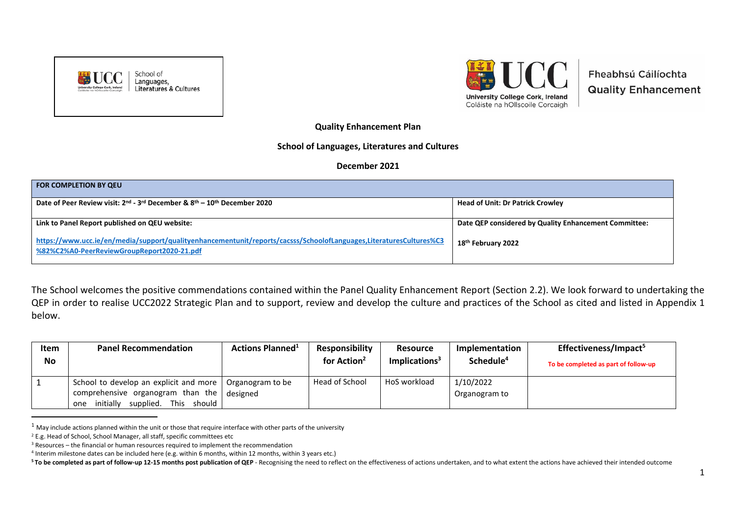School of Languages, Literatures & Cultures

Fheabhsú Cáilíochta
Quality Enhancement

**Quality Enhancement Plan**

**School of Languages, Literatures and Cultures**

**December 2021**

| FOR COMPLETION BY QEU | |
|---|---|
| **Date of Peer Review visit: 2nd - 3rd December & 8th – 10th December 2020** | **Head of Unit: Dr Patrick Crowley** |
| **Link to Panel Report published on QEU website:** [https://www.ucc.ie/en/media/support/qualityenhancementunit/reports/cacsss/SchoolofLanguages,LiteraturesCultures%C3%82%C2%A0-PeerReviewGroupReport2020-21.pdf](https://www.ucc.ie/en/media/support/qualityenhancementunit/reports/cacsss/SchoolofLanguages,LiteraturesCultures%C3%82%C2%A0-PeerReviewGroupReport2020-21.pdf) | **Date QEP considered by Quality Enhancement Committee:** **18th February 2022** |

The School welcomes the positive commendations contained within the Panel Quality Enhancement Report (Section 2.2). We look forward to undertaking the QEP in order to realise UCC2022 Strategic Plan and to support, review and develop the culture and practices of the School as cited and listed in Appendix 1 below.

| Item No | Panel Recommendation | Actions Planned[1] | Responsibility for Action[2] | Resource Implications[3] | Implementation Schedule[4] | Effectiveness/Impact[5] To be completed as part of follow-up |
|---|---|---|---|---|---|---|
| 1 | School to develop an explicit and more comprehensive organogram than the one initially supplied. This should | Organogram to be designed | Head of School | HoS workload | 1/10/2022 Organogram to | |

[1] May include actions planned within the unit or those that require interface with other parts of the university

[2] E.g. Head of School, School Manager, all staff, specific committees etc

[3] Resources – the financial or human resources required to implement the recommendation

[4] Interim milestone dates can be included here (e.g. within 6 months, within 12 months, within 3 years etc.)

[5] **To be completed as part of follow-up 12-15 months post publication of QEP** - Recognising the need to reflect on the effectiveness of actions undertaken, and to what extent the actions have achieved their intended outcome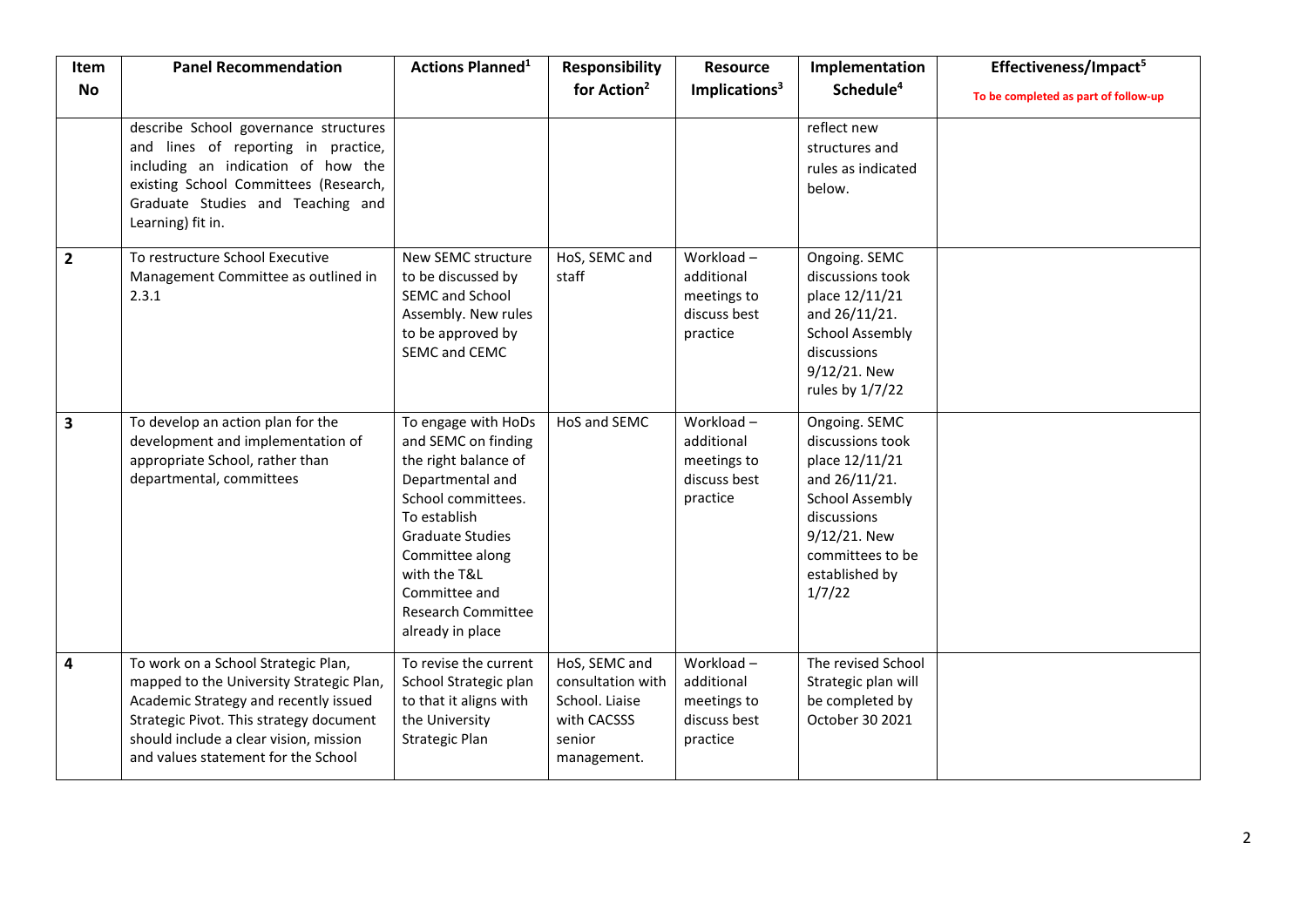| Item No | Panel Recommendation | Actions Planned[1] | Responsibility for Action[2] | Resource Implications[3] | Implementation Schedule[4] | Effectiveness/Impact[5] To be completed as part of follow-up |
|---|---|---|---|---|---|---|
| | describe School governance structures and lines of reporting in practice, including an indication of how the existing School Committees (Research, Graduate Studies and Teaching and Learning) fit in. | | | | reflect new structures and rules as indicated below. | |
| **2** | To restructure School Executive Management Committee as outlined in 2.3.1 | New SEMC structure to be discussed by SEMC and School Assembly. New rules to be approved by SEMC and CEMC | HoS, SEMC and staff | Workload – additional meetings to discuss best practice | Ongoing. SEMC discussions took place 12/11/21 and 26/11/21. School Assembly discussions 9/12/21. New rules by 1/7/22 | |
| **3** | To develop an action plan for the development and implementation of appropriate School, rather than departmental, committees | To engage with HoDs and SEMC on finding the right balance of Departmental and School committees. To establish Graduate Studies Committee along with the T&L Committee and Research Committee already in place | HoS and SEMC | Workload – additional meetings to discuss best practice | Ongoing. SEMC discussions took place 12/11/21 and 26/11/21. School Assembly discussions 9/12/21. New committees to be established by 1/7/22 | |
| **4** | To work on a School Strategic Plan, mapped to the University Strategic Plan, Academic Strategy and recently issued Strategic Pivot. This strategy document should include a clear vision, mission and values statement for the School | To revise the current School Strategic plan to that it aligns with the University Strategic Plan | HoS, SEMC and consultation with School. Liaise with CACSSS senior management. | Workload – additional meetings to discuss best practice | The revised School Strategic plan will be completed by October 30 2021 | |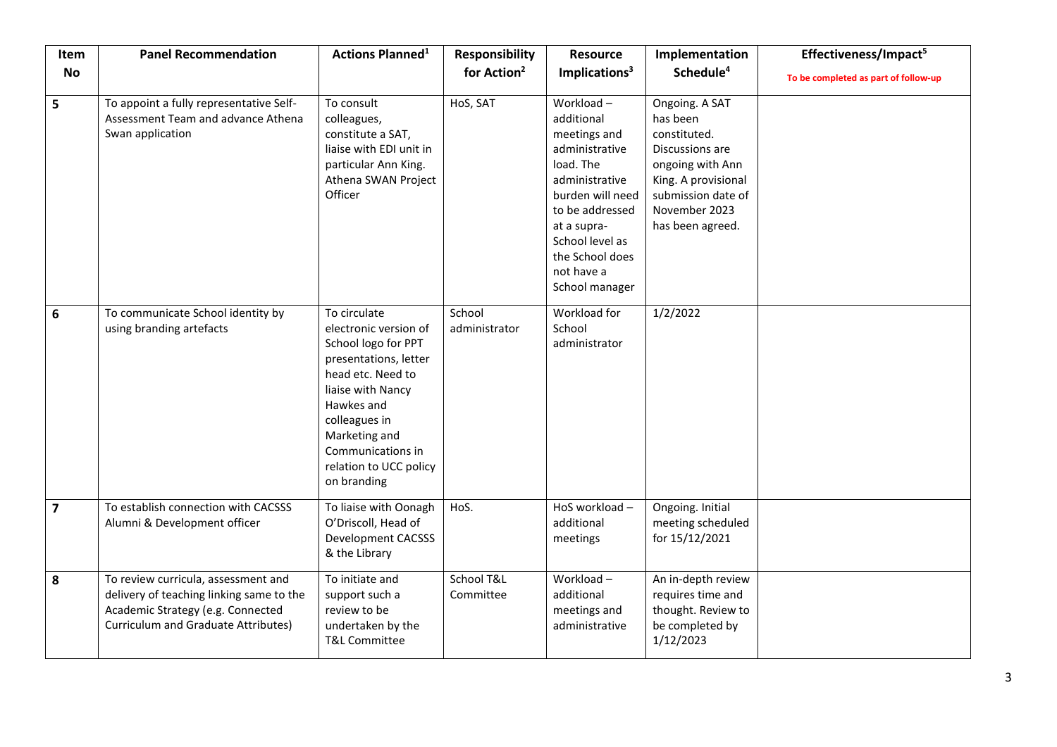| Item No | Panel Recommendation | Actions Planned[1] | Responsibility for Action[2] | Resource Implications[3] | Implementation Schedule[4] | Effectiveness/Impact[5] To be completed as part of follow-up |
|---|---|---|---|---|---|---|
| **5** | To appoint a fully representative Self-Assessment Team and advance Athena Swan application | To consult colleagues, constitute a SAT, liaise with EDI unit in particular Ann King. Athena SWAN Project Officer | HoS, SAT | Workload – additional meetings and administrative load. The administrative burden will need to be addressed at a supra-School level as the School does not have a School manager | Ongoing. A SAT has been constituted. Discussions are ongoing with Ann King. A provisional submission date of November 2023 has been agreed. | |
| **6** | To communicate School identity by using branding artefacts | To circulate electronic version of School logo for PPT presentations, letter head etc. Need to liaise with Nancy Hawkes and colleagues in Marketing and Communications in relation to UCC policy on branding | School administrator | Workload for School administrator | 1/2/2022 | |
| **7** | To establish connection with CACSSS Alumni & Development officer | To liaise with Oonagh O'Driscoll, Head of Development CACSSS & the Library | HoS. | HoS workload – additional meetings | Ongoing. Initial meeting scheduled for 15/12/2021 | |
| **8** | To review curricula, assessment and delivery of teaching linking same to the Academic Strategy (e.g. Connected Curriculum and Graduate Attributes) | To initiate and support such a review to be undertaken by the T&L Committee | School T&L Committee | Workload – additional meetings and administrative | An in-depth review requires time and thought. Review to be completed by 1/12/2023 | |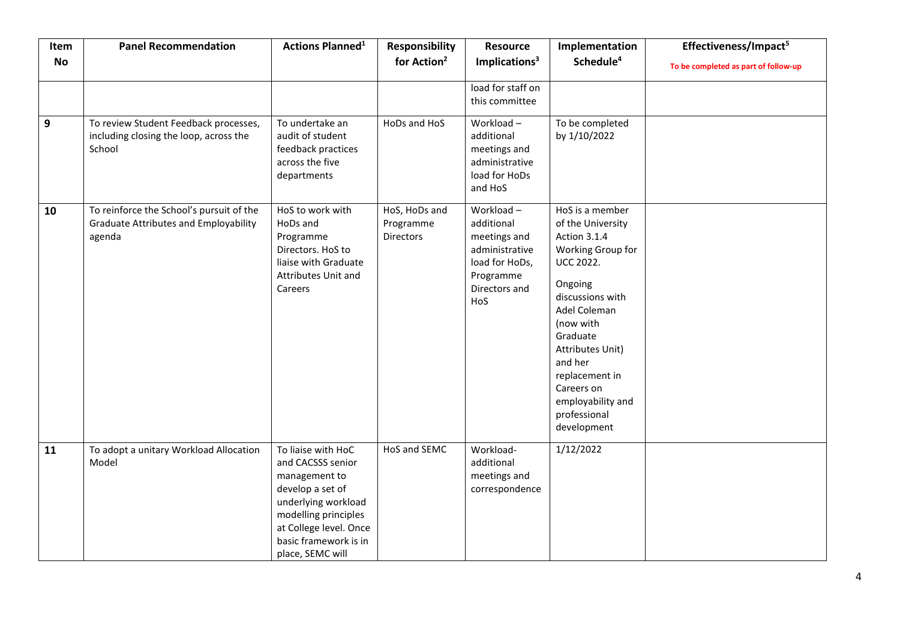| Item No | Panel Recommendation | Actions Planned[1] | Responsibility for Action[2] | Resource Implications[3] | Implementation Schedule[4] | Effectiveness/Impact[5] To be completed as part of follow-up |
|---|---|---|---|---|---|---|
| | | | | load for staff on this committee | | |
| 9 | To review Student Feedback processes, including closing the loop, across the School | To undertake an audit of student feedback practices across the five departments | HoDs and HoS | Workload – additional meetings and administrative load for HoDs and HoS | To be completed by 1/10/2022 | |
| 10 | To reinforce the School's pursuit of the Graduate Attributes and Employability agenda | HoS to work with HoDs and Programme Directors. HoS to liaise with Graduate Attributes Unit and Careers | HoS, HoDs and Programme Directors | Workload – additional meetings and administrative load for HoDs, Programme Directors and HoS | HoS is a member of the University Action 3.1.4 Working Group for UCC 2022. Ongoing discussions with Adel Coleman (now with Graduate Attributes Unit) and her replacement in Careers on employability and professional development | |
| 11 | To adopt a unitary Workload Allocation Model | To liaise with HoC and CACSSS senior management to develop a set of underlying workload modelling principles at College level. Once basic framework is in place, SEMC will | HoS and SEMC | Workload- additional meetings and correspondence | 1/12/2022 | |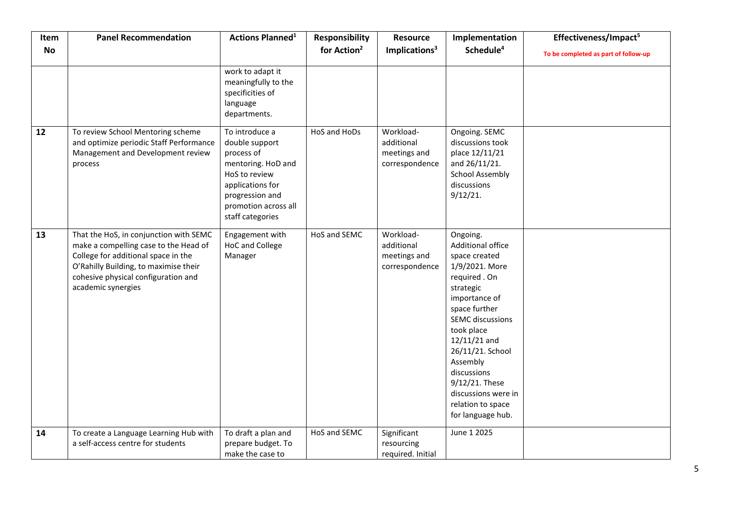| Item No | Panel Recommendation | Actions Planned[1] | Responsibility for Action[2] | Resource Implications[3] | Implementation Schedule[4] | Effectiveness/Impact[5] To be completed as part of follow-up |
|---|---|---|---|---|---|---|
| | | work to adapt it meaningfully to the specificities of language departments. | | | | |
| **12** | To review School Mentoring scheme and optimize periodic Staff Performance Management and Development review process | To introduce a double support process of mentoring. HoD and HoS to review applications for progression and promotion across all staff categories | HoS and HoDs | Workload- additional meetings and correspondence | Ongoing. SEMC discussions took place 12/11/21 and 26/11/21. School Assembly discussions 9/12/21. | |
| **13** | That the HoS, in conjunction with SEMC make a compelling case to the Head of College for additional space in the O'Rahilly Building, to maximise their cohesive physical configuration and academic synergies | Engagement with HoC and College Manager | HoS and SEMC | Workload- additional meetings and correspondence | Ongoing. Additional office space created 1/9/2021. More required . On strategic importance of space further SEMC discussions took place 12/11/21 and 26/11/21. School Assembly discussions 9/12/21. These discussions were in relation to space for language hub. | |
| **14** | To create a Language Learning Hub with a self-access centre for students | To draft a plan and prepare budget. To make the case to | HoS and SEMC | Significant resourcing required. Initial | June 1 2025 | |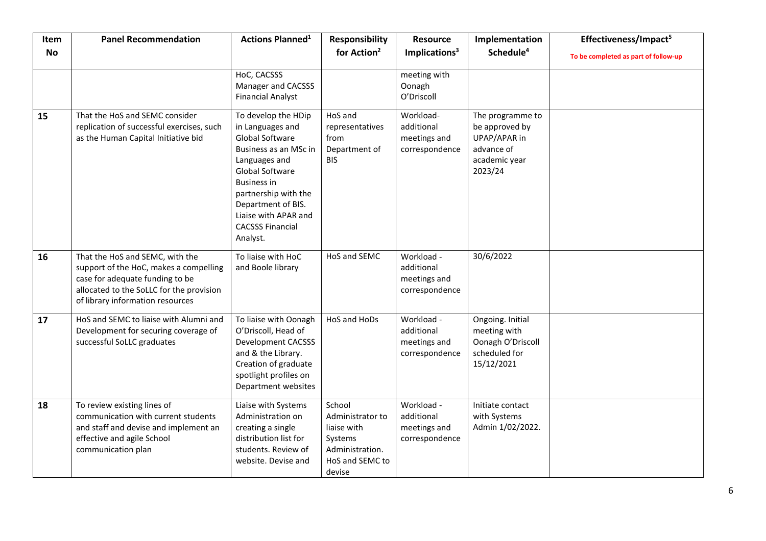| Item No | Panel Recommendation | Actions Planned[1] | Responsibility for Action[2] | Resource Implications[3] | Implementation Schedule[4] | Effectiveness/Impact[5] To be completed as part of follow-up |
|---|---|---|---|---|---|---|
| | | HoC, CACSSS Manager and CACSSS Financial Analyst | | meeting with Oonagh O'Driscoll | | |
| **15** | That the HoS and SEMC consider replication of successful exercises, such as the Human Capital Initiative bid | To develop the HDip in Languages and Global Software Business as an MSc in Languages and Global Software Business in partnership with the Department of BIS. Liaise with APAR and CACSSS Financial Analyst. | HoS and representatives from Department of BIS | Workload- additional meetings and correspondence | The programme to be approved by UPAP/APAR in advance of academic year 2023/24 | |
| **16** | That the HoS and SEMC, with the support of the HoC, makes a compelling case for adequate funding to be allocated to the SoLLC for the provision of library information resources | To liaise with HoC and Boole library | HoS and SEMC | Workload - additional meetings and correspondence | 30/6/2022 | |
| **17** | HoS and SEMC to liaise with Alumni and Development for securing coverage of successful SoLLC graduates | To liaise with Oonagh O'Driscoll, Head of Development CACSSS and & the Library. Creation of graduate spotlight profiles on Department websites | HoS and HoDs | Workload - additional meetings and correspondence | Ongoing. Initial meeting with Oonagh O'Driscoll scheduled for 15/12/2021 | |
| **18** | To review existing lines of communication with current students and staff and devise and implement an effective and agile School communication plan | Liaise with Systems Administration on creating a single distribution list for students. Review of website. Devise and | School Administrator to liaise with Systems Administration. HoS and SEMC to devise | Workload - additional meetings and correspondence | Initiate contact with Systems Admin 1/02/2022. | |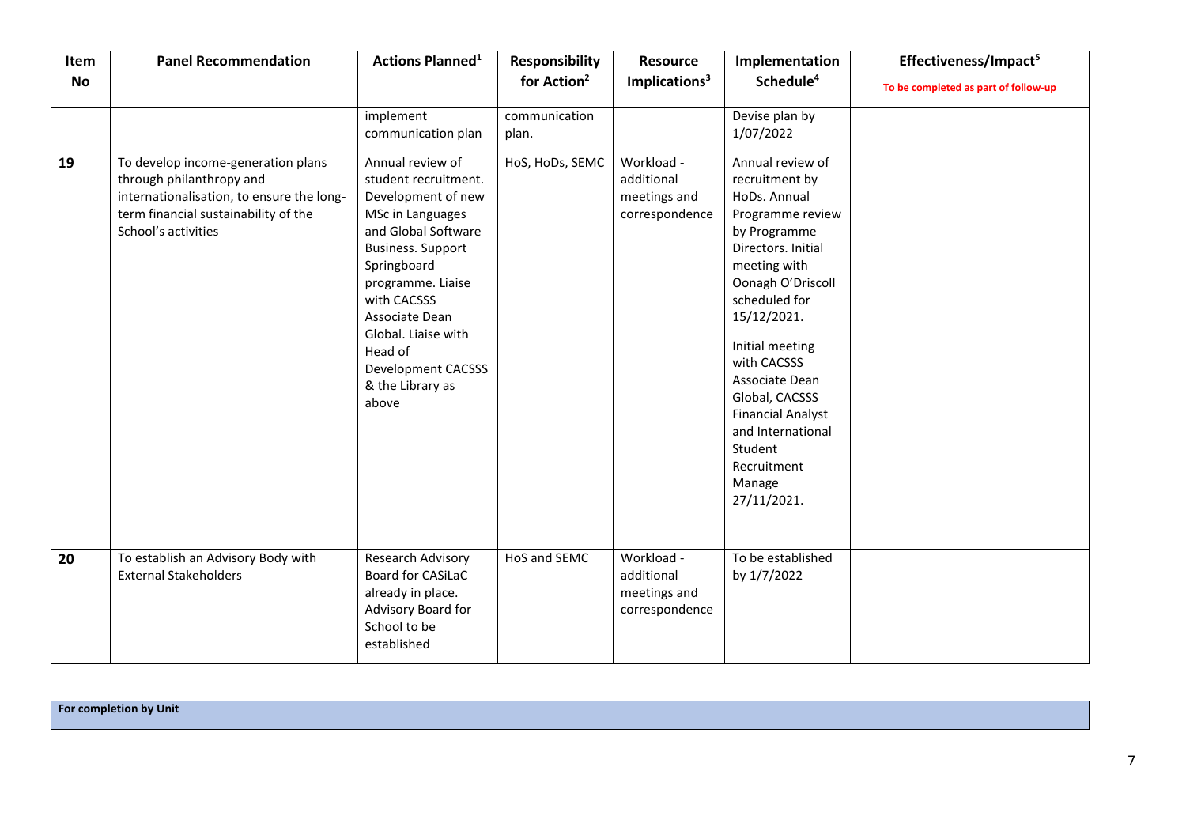| Item No | Panel Recommendation | Actions Planned[1] | Responsibility for Action[2] | Resource Implications[3] | Implementation Schedule[4] | Effectiveness/Impact[5] To be completed as part of follow-up |
|---|---|---|---|---|---|---|
| | | implement communication plan | communication plan. | | Devise plan by 1/07/2022 | |
| 19 | To develop income-generation plans through philanthropy and internationalisation, to ensure the long-term financial sustainability of the School's activities | Annual review of student recruitment. Development of new MSc in Languages and Global Software Business. Support Springboard programme. Liaise with CACSSS Associate Dean Global. Liaise with Head of Development CACSSS & the Library as above | HoS, HoDs, SEMC | Workload - additional meetings and correspondence | Annual review of recruitment by HoDs. Annual Programme review by Programme Directors. Initial meeting with Oonagh O'Driscoll scheduled for 15/12/2021.<br><br>Initial meeting with CACSSS Associate Dean Global, CACSSS Financial Analyst and International Student Recruitment Manage 27/11/2021. | |
| 20 | To establish an Advisory Body with External Stakeholders | Research Advisory Board for CASiLaC already in place. Advisory Board for School to be established | HoS and SEMC | Workload - additional meetings and correspondence | To be established by 1/7/2022 | |

**For completion by Unit**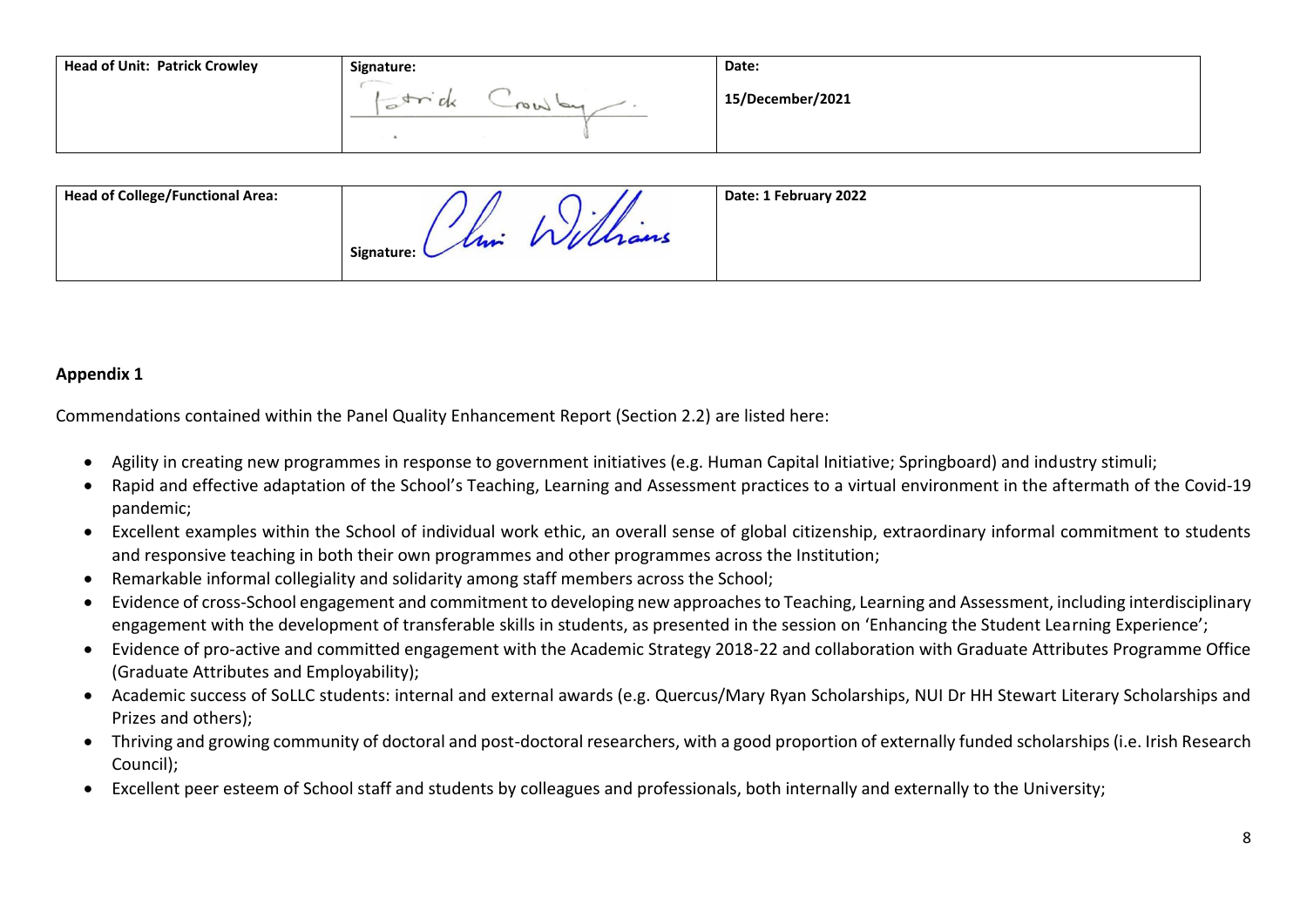| Head of Unit: Patrick Crowley | Signature: Patrick Crowley | Date: 15/December/2021 |
|---|---|---|

| Head of College/Functional Area: | Signature: Chris Williams | Date: 1 February 2022 |
|---|---|---|

## Appendix 1

Commendations contained within the Panel Quality Enhancement Report (Section 2.2) are listed here:

- Agility in creating new programmes in response to government initiatives (e.g. Human Capital Initiative; Springboard) and industry stimuli;
- Rapid and effective adaptation of the School's Teaching, Learning and Assessment practices to a virtual environment in the aftermath of the Covid-19 pandemic;
- Excellent examples within the School of individual work ethic, an overall sense of global citizenship, extraordinary informal commitment to students and responsive teaching in both their own programmes and other programmes across the Institution;
- Remarkable informal collegiality and solidarity among staff members across the School;
- Evidence of cross-School engagement and commitment to developing new approaches to Teaching, Learning and Assessment, including interdisciplinary engagement with the development of transferable skills in students, as presented in the session on 'Enhancing the Student Learning Experience';
- Evidence of pro-active and committed engagement with the Academic Strategy 2018-22 and collaboration with Graduate Attributes Programme Office (Graduate Attributes and Employability);
- Academic success of SoLLC students: internal and external awards (e.g. Quercus/Mary Ryan Scholarships, NUI Dr HH Stewart Literary Scholarships and Prizes and others);
- Thriving and growing community of doctoral and post-doctoral researchers, with a good proportion of externally funded scholarships (i.e. Irish Research Council);
- Excellent peer esteem of School staff and students by colleagues and professionals, both internally and externally to the University;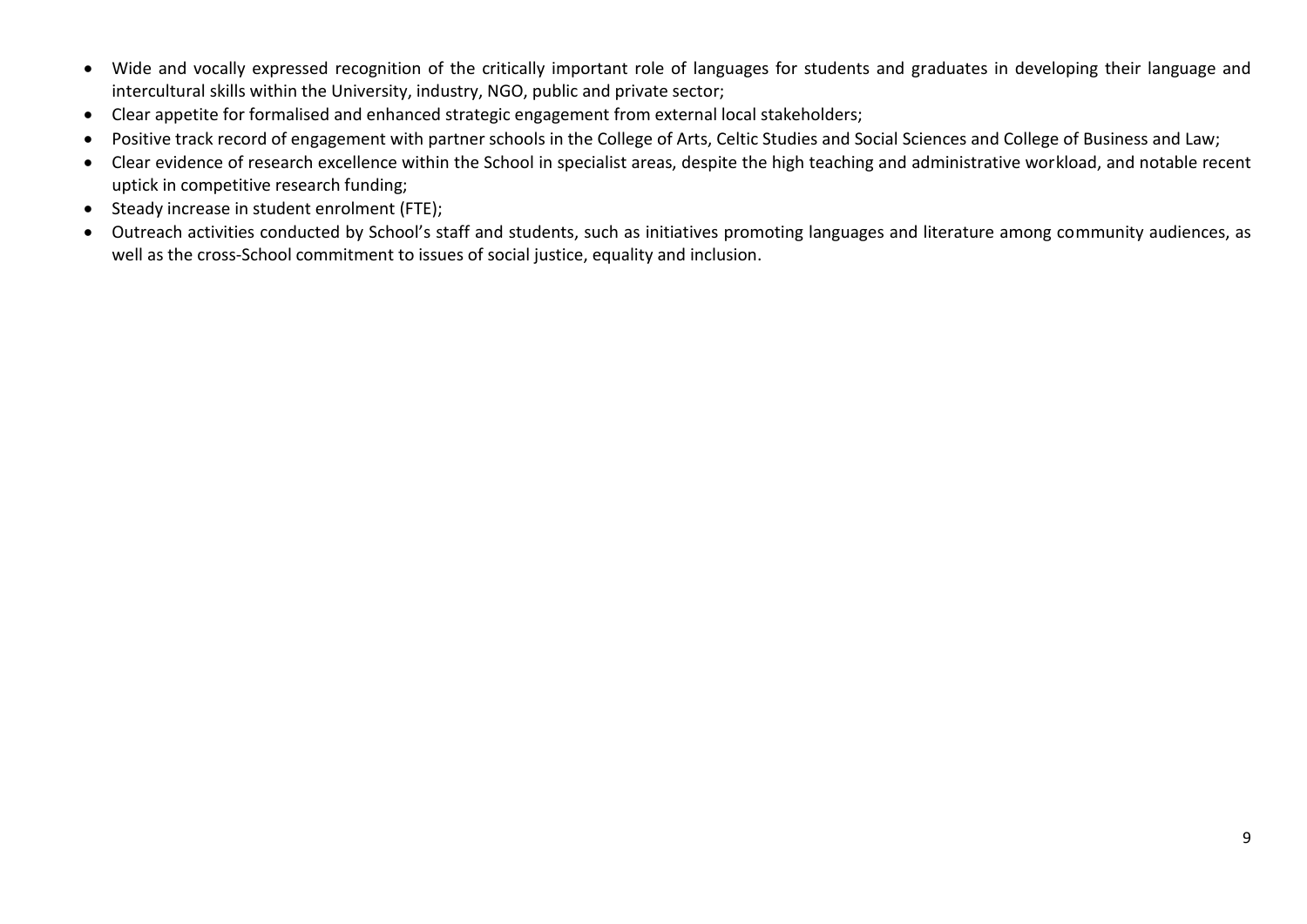- Wide and vocally expressed recognition of the critically important role of languages for students and graduates in developing their language and intercultural skills within the University, industry, NGO, public and private sector;
- Clear appetite for formalised and enhanced strategic engagement from external local stakeholders;
- Positive track record of engagement with partner schools in the College of Arts, Celtic Studies and Social Sciences and College of Business and Law;
- Clear evidence of research excellence within the School in specialist areas, despite the high teaching and administrative workload, and notable recent uptick in competitive research funding;
- Steady increase in student enrolment (FTE);
- Outreach activities conducted by School's staff and students, such as initiatives promoting languages and literature among community audiences, as well as the cross-School commitment to issues of social justice, equality and inclusion.